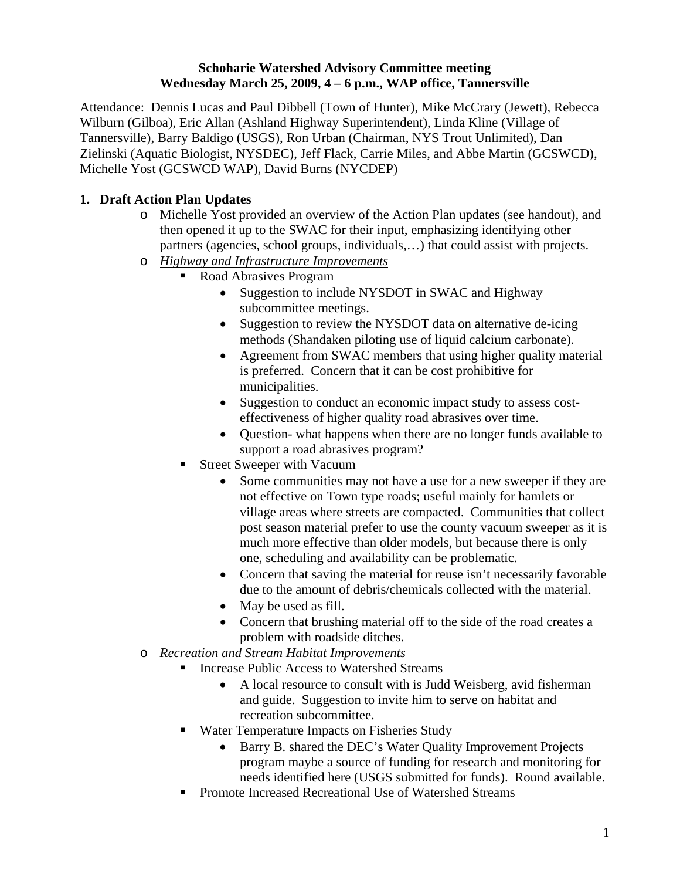**Schoharie Watershed Advisory Committee meeting**
**Wednesday March 25, 2009, 4 – 6 p.m., WAP office, Tannersville**

Attendance: Dennis Lucas and Paul Dibbell (Town of Hunter), Mike McCrary (Jewett), Rebecca Wilburn (Gilboa), Eric Allan (Ashland Highway Superintendent), Linda Kline (Village of Tannersville), Barry Baldigo (USGS), Ron Urban (Chairman, NYS Trout Unlimited), Dan Zielinski (Aquatic Biologist, NYSDEC), Jeff Flack, Carrie Miles, and Abbe Martin (GCSWCD), Michelle Yost (GCSWCD WAP), David Burns (NYCDEP)

## 1. Draft Action Plan Updates

- Michelle Yost provided an overview of the Action Plan updates (see handout), and then opened it up to the SWAC for their input, emphasizing identifying other partners (agencies, school groups, individuals,…) that could assist with projects.
- *Highway and Infrastructure Improvements*
  - Road Abrasives Program
    - Suggestion to include NYSDOT in SWAC and Highway subcommittee meetings.
    - Suggestion to review the NYSDOT data on alternative de-icing methods (Shandaken piloting use of liquid calcium carbonate).
    - Agreement from SWAC members that using higher quality material is preferred. Concern that it can be cost prohibitive for municipalities.
    - Suggestion to conduct an economic impact study to assess cost-effectiveness of higher quality road abrasives over time.
    - Question- what happens when there are no longer funds available to support a road abrasives program?
  - Street Sweeper with Vacuum
    - Some communities may not have a use for a new sweeper if they are not effective on Town type roads; useful mainly for hamlets or village areas where streets are compacted. Communities that collect post season material prefer to use the county vacuum sweeper as it is much more effective than older models, but because there is only one, scheduling and availability can be problematic.
    - Concern that saving the material for reuse isn't necessarily favorable due to the amount of debris/chemicals collected with the material.
    - May be used as fill.
    - Concern that brushing material off to the side of the road creates a problem with roadside ditches.
- *Recreation and Stream Habitat Improvements*
  - Increase Public Access to Watershed Streams
    - A local resource to consult with is Judd Weisberg, avid fisherman and guide. Suggestion to invite him to serve on habitat and recreation subcommittee.
  - Water Temperature Impacts on Fisheries Study
    - Barry B. shared the DEC's Water Quality Improvement Projects program maybe a source of funding for research and monitoring for needs identified here (USGS submitted for funds). Round available.
  - Promote Increased Recreational Use of Watershed Streams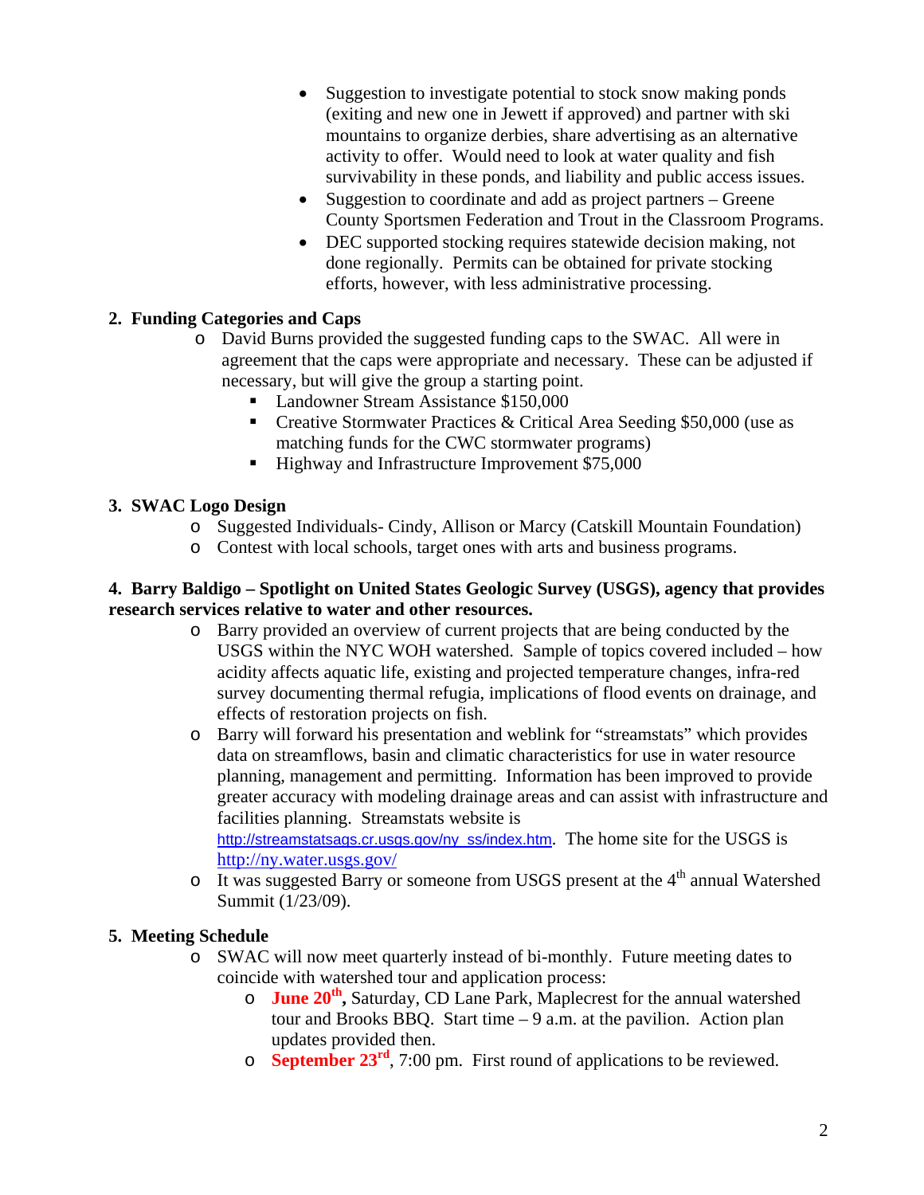- Suggestion to investigate potential to stock snow making ponds (exiting and new one in Jewett if approved) and partner with ski mountains to organize derbies, share advertising as an alternative activity to offer. Would need to look at water quality and fish survivability in these ponds, and liability and public access issues.
- Suggestion to coordinate and add as project partners – Greene County Sportsmen Federation and Trout in the Classroom Programs.
- DEC supported stocking requires statewide decision making, not done regionally. Permits can be obtained for private stocking efforts, however, with less administrative processing.

**2. Funding Categories and Caps**

- David Burns provided the suggested funding caps to the SWAC. All were in agreement that the caps were appropriate and necessary. These can be adjusted if necessary, but will give the group a starting point.
  - Landowner Stream Assistance $150,000
  - Creative Stormwater Practices & Critical Area Seeding $50,000 (use as matching funds for the CWC stormwater programs)
  - Highway and Infrastructure Improvement $75,000

**3. SWAC Logo Design**

- Suggested Individuals- Cindy, Allison or Marcy (Catskill Mountain Foundation)
- Contest with local schools, target ones with arts and business programs.

**4. Barry Baldigo – Spotlight on United States Geologic Survey (USGS), agency that provides research services relative to water and other resources.**

- Barry provided an overview of current projects that are being conducted by the USGS within the NYC WOH watershed. Sample of topics covered included – how acidity affects aquatic life, existing and projected temperature changes, infra-red survey documenting thermal refugia, implications of flood events on drainage, and effects of restoration projects on fish.
- Barry will forward his presentation and weblink for "streamstats" which provides data on streamflows, basin and climatic characteristics for use in water resource planning, management and permitting. Information has been improved to provide greater accuracy with modeling drainage areas and can assist with infrastructure and facilities planning. Streamstats website is http://streamstatsags.cr.usgs.gov/ny_ss/index.htm. The home site for the USGS is http://ny.water.usgs.gov/
- It was suggested Barry or someone from USGS present at the 4th annual Watershed Summit (1/23/09).

**5. Meeting Schedule**

- SWAC will now meet quarterly instead of bi-monthly. Future meeting dates to coincide with watershed tour and application process:
  - **June 20th,** Saturday, CD Lane Park, Maplecrest for the annual watershed tour and Brooks BBQ. Start time – 9 a.m. at the pavilion. Action plan updates provided then.
  - **September 23rd**, 7:00 pm. First round of applications to be reviewed.